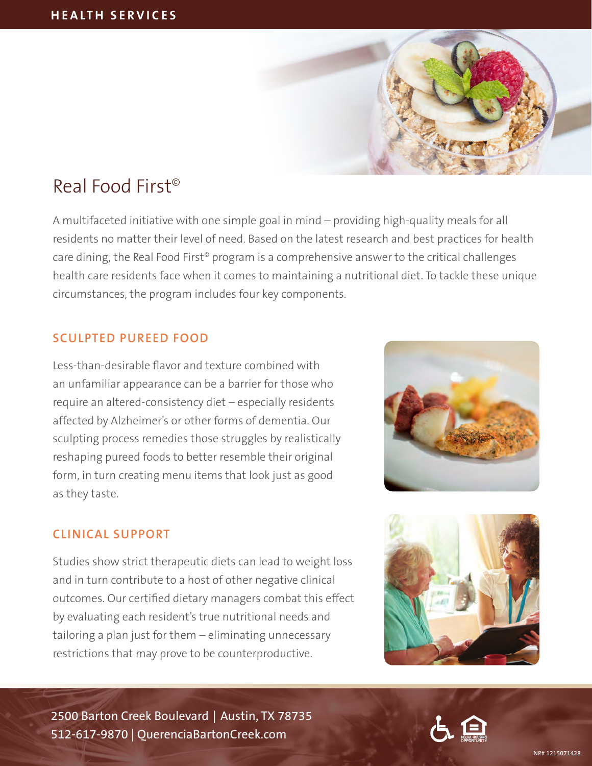HEALTH SERVICES

# Real Food First©

A multifaceted initiative with one simple goal in mind – providing high-quality meals for all residents no matter their level of need. Based on the latest research and best practices for health care dining, the Real Food First© program is a comprehensive answer to the critical challenges health care residents face when it comes to maintaining a nutritional diet. To tackle these unique circumstances, the program includes four key components.

## SCULPTED PUREED FOOD

Less-than-desirable flavor and texture combined with an unfamiliar appearance can be a barrier for those who require an altered-consistency diet – especially residents affected by Alzheimer's or other forms of dementia. Our sculpting process remedies those struggles by realistically reshaping pureed foods to better resemble their original form, in turn creating menu items that look just as good as they taste.

## CLINICAL SUPPORT

Studies show strict therapeutic diets can lead to weight loss and in turn contribute to a host of other negative clinical outcomes. Our certified dietary managers combat this effect by evaluating each resident's true nutritional needs and tailoring a plan just for them – eliminating unnecessary restrictions that may prove to be counterproductive.

2500 Barton Creek Boulevard | Austin, TX 78735
512-617-9870 | QuerenciaBartonCreek.com

NP# 1215071428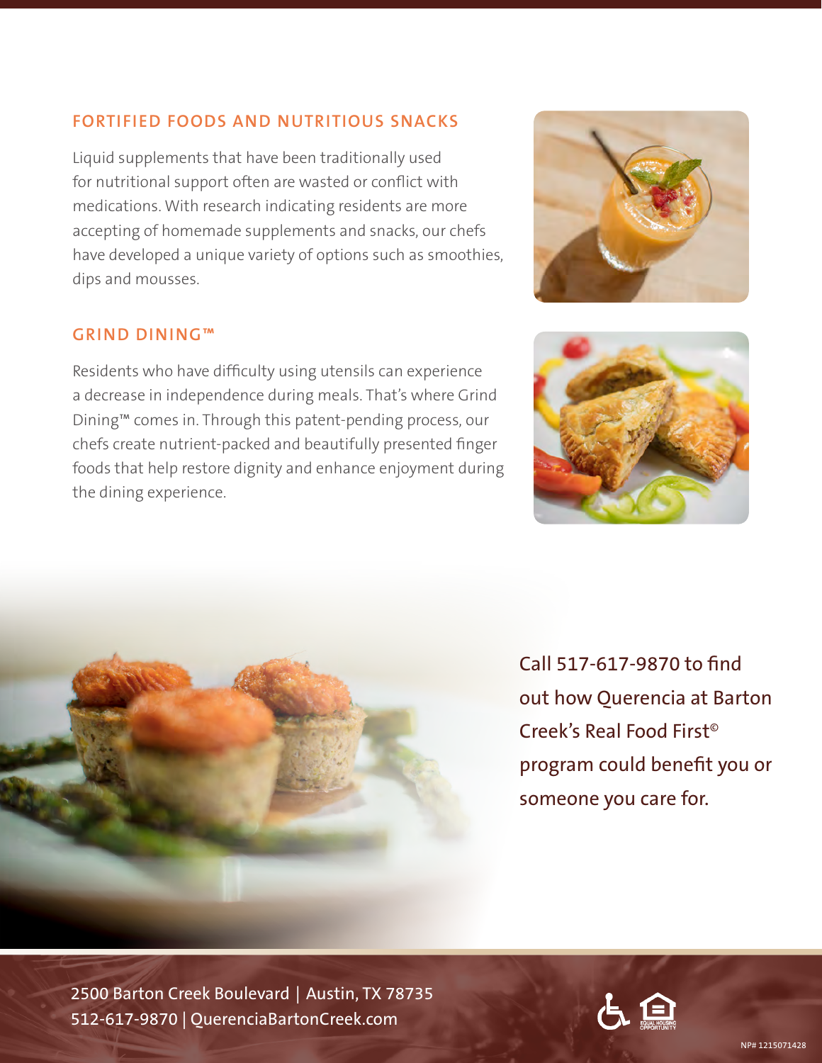## FORTIFIED FOODS AND NUTRITIOUS SNACKS

Liquid supplements that have been traditionally used for nutritional support often are wasted or conflict with medications. With research indicating residents are more accepting of homemade supplements and snacks, our chefs have developed a unique variety of options such as smoothies, dips and mousses.

## GRIND DINING™

Residents who have difficulty using utensils can experience a decrease in independence during meals. That's where Grind Dining™ comes in. Through this patent-pending process, our chefs create nutrient-packed and beautifully presented finger foods that help restore dignity and enhance enjoyment during the dining experience.

Call 517-617-9870 to find out how Querencia at Barton Creek's Real Food First© program could benefit you or someone you care for.

2500 Barton Creek Boulevard | Austin, TX 78735
512-617-9870 | QuerenciaBartonCreek.com

NP# 1215071428